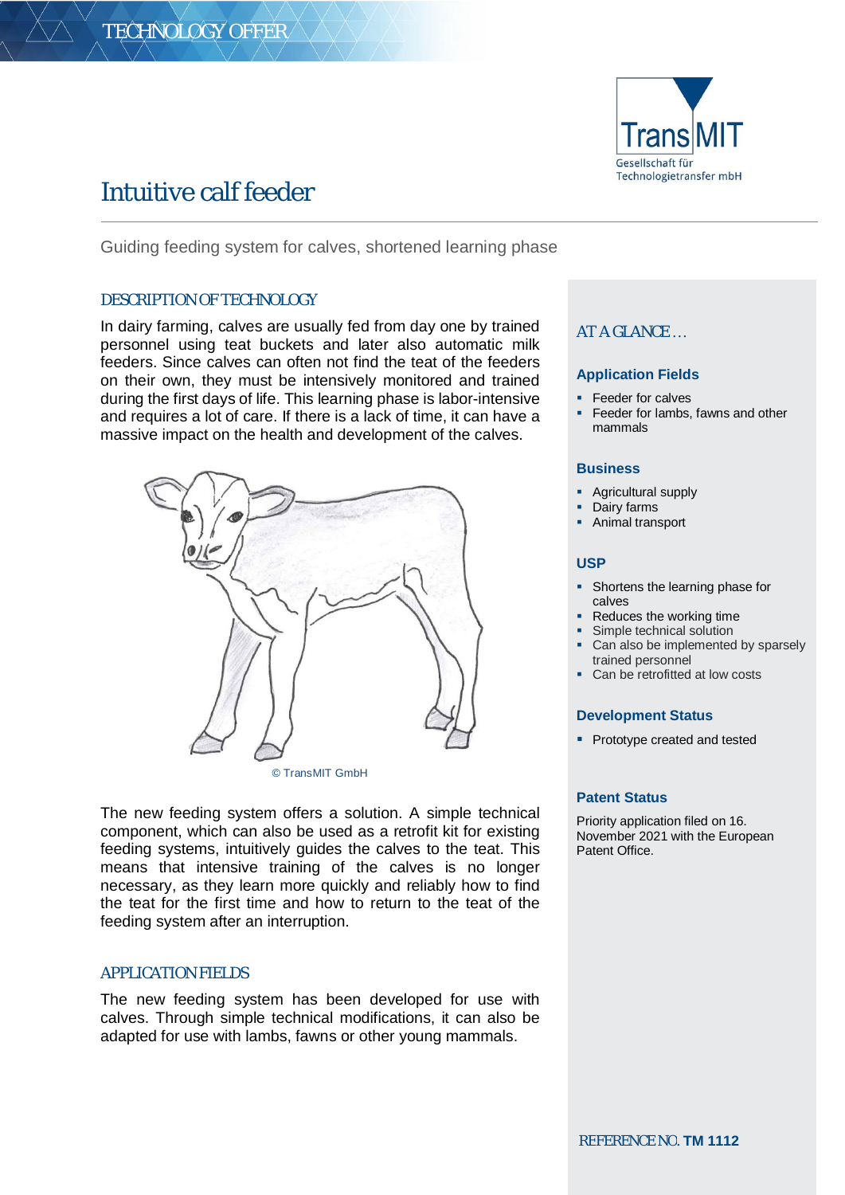TECHNOLOGY OFFER

# Intuitive calf feeder

Guiding feeding system for calves, shortened learning phase

## DESCRIPTION OF TECHNOLOGY

In dairy farming, calves are usually fed from day one by trained personnel using teat buckets and later also automatic milk feeders. Since calves can often not find the teat of the feeders on their own, they must be intensively monitored and trained during the first days of life. This learning phase is labor-intensive and requires a lot of care. If there is a lack of time, it can have a massive impact on the health and development of the calves.

© TransMIT GmbH

The new feeding system offers a solution. A simple technical component, which can also be used as a retrofit kit for existing feeding systems, intuitively guides the calves to the teat. This means that intensive training of the calves is no longer necessary, as they learn more quickly and reliably how to find the teat for the first time and how to return to the teat of the feeding system after an interruption.

## APPLICATION FIELDS

The new feeding system has been developed for use with calves. Through simple technical modifications, it can also be adapted for use with lambs, fawns or other young mammals.

## AT A GLANCE …

### Application Fields

- Feeder for calves
- Feeder for lambs, fawns and other mammals

### Business

- Agricultural supply
- Dairy farms
- Animal transport

### USP

- Shortens the learning phase for calves
- Reduces the working time
- Simple technical solution
- Can also be implemented by sparsely trained personnel
- Can be retrofitted at low costs

### Development Status

- Prototype created and tested

### Patent Status

Priority application filed on 16. November 2021 with the European Patent Office.

REFERENCE NO. **TM 1112**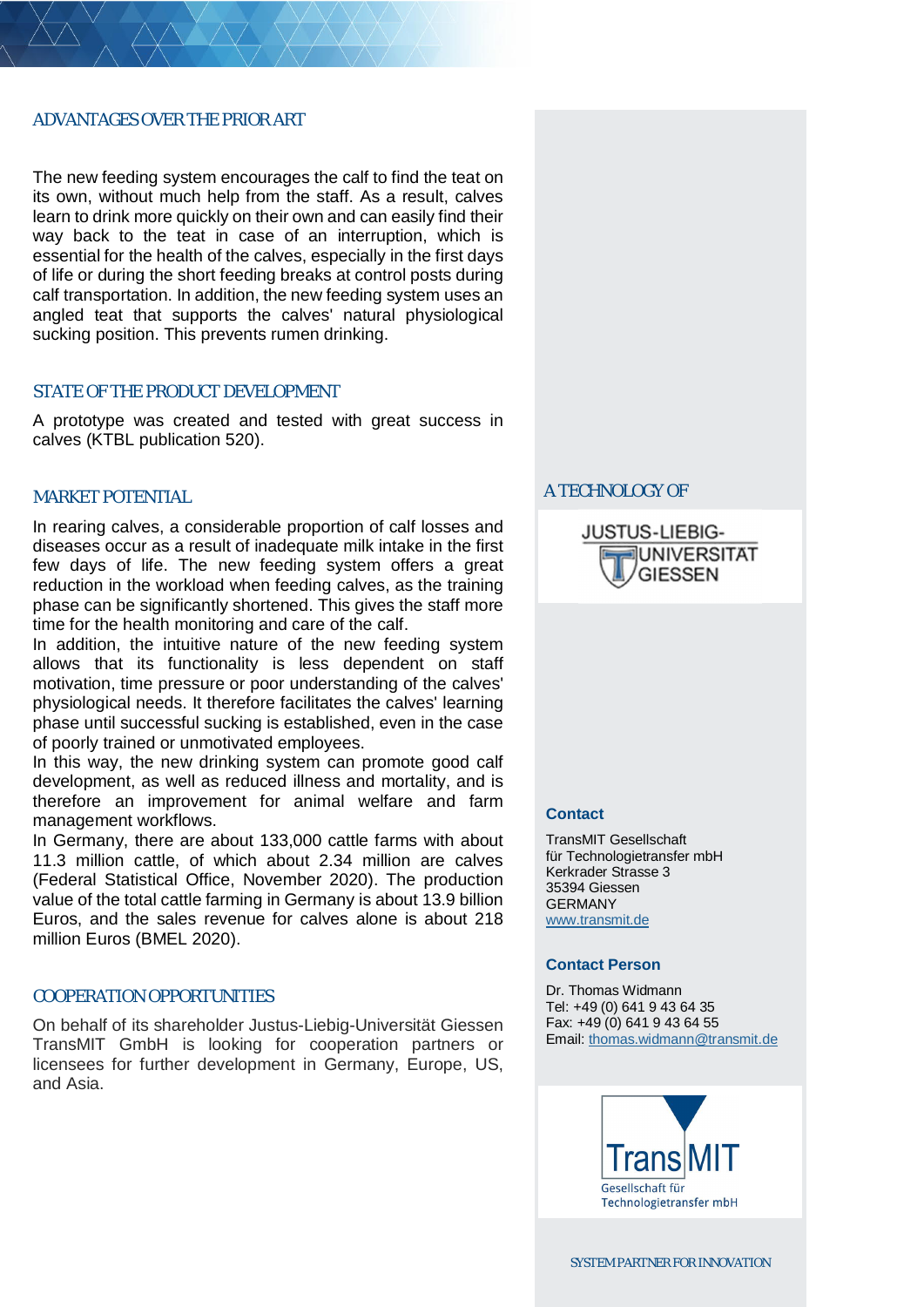## ADVANTAGES OVER THE PRIOR ART

The new feeding system encourages the calf to find the teat on its own, without much help from the staff. As a result, calves learn to drink more quickly on their own and can easily find their way back to the teat in case of an interruption, which is essential for the health of the calves, especially in the first days of life or during the short feeding breaks at control posts during calf transportation. In addition, the new feeding system uses an angled teat that supports the calves' natural physiological sucking position. This prevents rumen drinking.

## STATE OF THE PRODUCT DEVELOPMENT

A prototype was created and tested with great success in calves (KTBL publication 520).

## MARKET POTENTIAL

In rearing calves, a considerable proportion of calf losses and diseases occur as a result of inadequate milk intake in the first few days of life. The new feeding system offers a great reduction in the workload when feeding calves, as the training phase can be significantly shortened. This gives the staff more time for the health monitoring and care of the calf.

In addition, the intuitive nature of the new feeding system allows that its functionality is less dependent on staff motivation, time pressure or poor understanding of the calves' physiological needs. It therefore facilitates the calves' learning phase until successful sucking is established, even in the case of poorly trained or unmotivated employees.

In this way, the new drinking system can promote good calf development, as well as reduced illness and mortality, and is therefore an improvement for animal welfare and farm management workflows.

In Germany, there are about 133,000 cattle farms with about 11.3 million cattle, of which about 2.34 million are calves (Federal Statistical Office, November 2020). The production value of the total cattle farming in Germany is about 13.9 billion Euros, and the sales revenue for calves alone is about 218 million Euros (BMEL 2020).

## COOPERATION OPPORTUNITIES

On behalf of its shareholder Justus-Liebig-Universität Giessen TransMIT GmbH is looking for cooperation partners or licensees for further development in Germany, Europe, US, and Asia.

## A TECHNOLOGY OF

JUSTUS-LIEBIG-UNIVERSITAT GIESSEN

**Contact**

TransMIT Gesellschaft
für Technologietransfer mbH
Kerkrader Strasse 3
35394 Giessen
GERMANY
www.transmit.de

**Contact Person**

Dr. Thomas Widmann
Tel: +49 (0) 641 9 43 64 35
Fax: +49 (0) 641 9 43 64 55
Email: thomas.widmann@transmit.de

TransMIT
Gesellschaft für
Technologietransfer mbH

SYSTEM PARTNER FOR INNOVATION